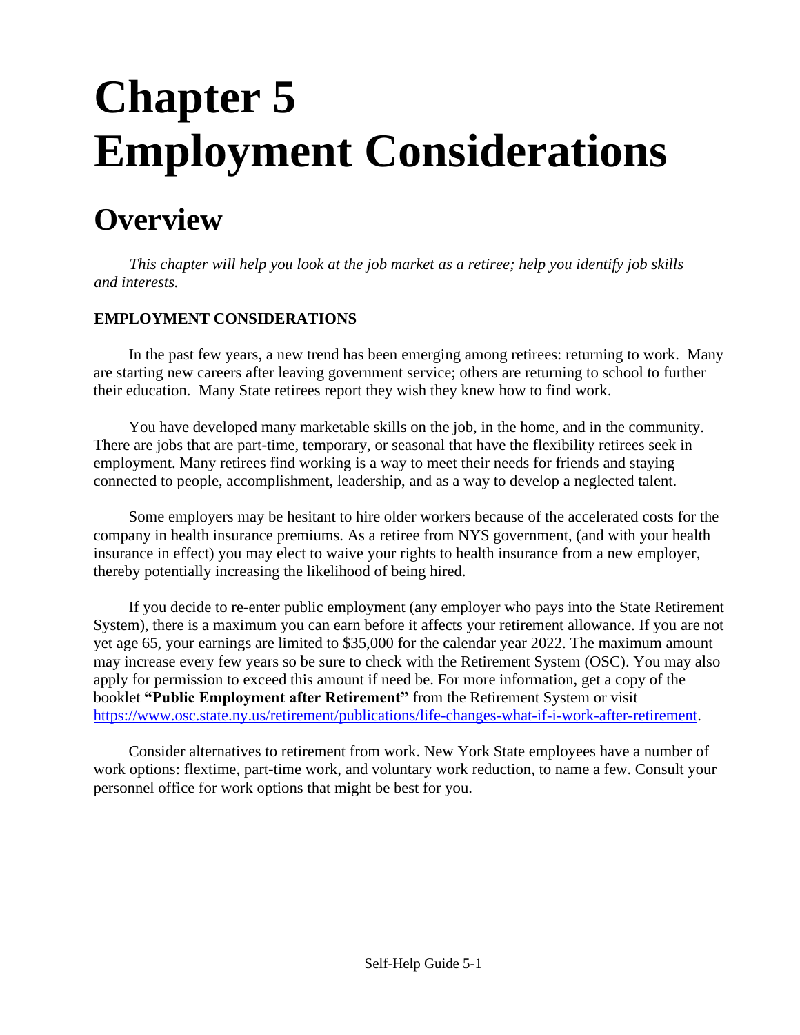# Chapter 5
# Employment Considerations

## Overview

*This chapter will help you look at the job market as a retiree; help you identify job skills and interests.*

**EMPLOYMENT CONSIDERATIONS**

In the past few years, a new trend has been emerging among retirees: returning to work. Many are starting new careers after leaving government service; others are returning to school to further their education. Many State retirees report they wish they knew how to find work.

You have developed many marketable skills on the job, in the home, and in the community. There are jobs that are part-time, temporary, or seasonal that have the flexibility retirees seek in employment. Many retirees find working is a way to meet their needs for friends and staying connected to people, accomplishment, leadership, and as a way to develop a neglected talent.

Some employers may be hesitant to hire older workers because of the accelerated costs for the company in health insurance premiums. As a retiree from NYS government, (and with your health insurance in effect) you may elect to waive your rights to health insurance from a new employer, thereby potentially increasing the likelihood of being hired.

If you decide to re-enter public employment (any employer who pays into the State Retirement System), there is a maximum you can earn before it affects your retirement allowance. If you are not yet age 65, your earnings are limited to $35,000 for the calendar year 2022. The maximum amount may increase every few years so be sure to check with the Retirement System (OSC). You may also apply for permission to exceed this amount if need be. For more information, get a copy of the booklet **"Public Employment after Retirement"** from the Retirement System or visit https://www.osc.state.ny.us/retirement/publications/life-changes-what-if-i-work-after-retirement.

Consider alternatives to retirement from work. New York State employees have a number of work options: flextime, part-time work, and voluntary work reduction, to name a few. Consult your personnel office for work options that might be best for you.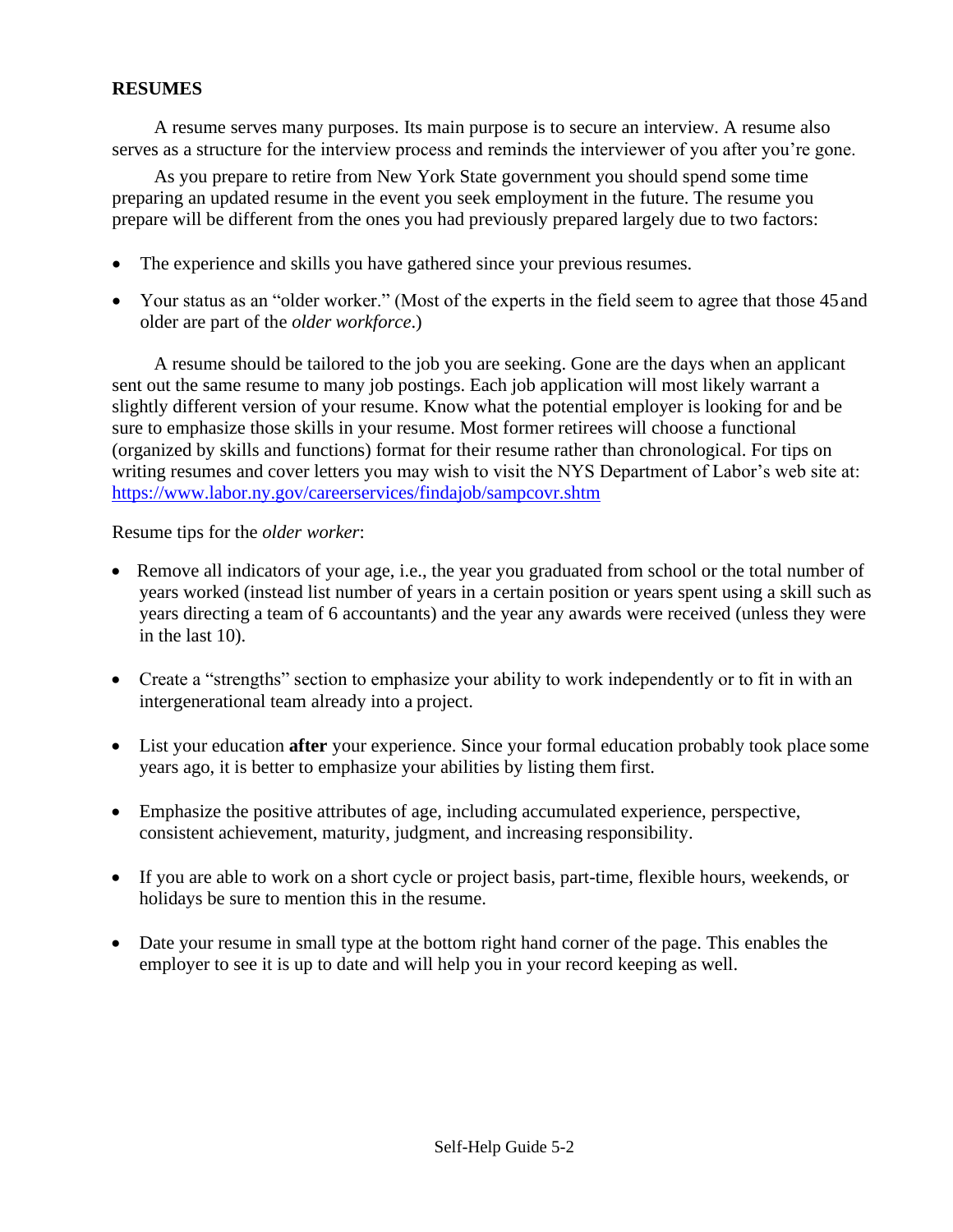## RESUMES

A resume serves many purposes. Its main purpose is to secure an interview. A resume also serves as a structure for the interview process and reminds the interviewer of you after you're gone.

As you prepare to retire from New York State government you should spend some time preparing an updated resume in the event you seek employment in the future. The resume you prepare will be different from the ones you had previously prepared largely due to two factors:

- The experience and skills you have gathered since your previous resumes.
- Your status as an "older worker." (Most of the experts in the field seem to agree that those 45 and older are part of the *older workforce*.)

A resume should be tailored to the job you are seeking. Gone are the days when an applicant sent out the same resume to many job postings. Each job application will most likely warrant a slightly different version of your resume. Know what the potential employer is looking for and be sure to emphasize those skills in your resume. Most former retirees will choose a functional (organized by skills and functions) format for their resume rather than chronological. For tips on writing resumes and cover letters you may wish to visit the NYS Department of Labor's web site at: [https://www.labor.ny.gov/careerservices/findajob/sampcovr.shtm](https://www.labor.ny.gov/careerservices/findajob/sampcovr.shtm)

Resume tips for the *older worker*:

- Remove all indicators of your age, i.e., the year you graduated from school or the total number of years worked (instead list number of years in a certain position or years spent using a skill such as years directing a team of 6 accountants) and the year any awards were received (unless they were in the last 10).
- Create a "strengths" section to emphasize your ability to work independently or to fit in with an intergenerational team already into a project.
- List your education **after** your experience. Since your formal education probably took place some years ago, it is better to emphasize your abilities by listing them first.
- Emphasize the positive attributes of age, including accumulated experience, perspective, consistent achievement, maturity, judgment, and increasing responsibility.
- If you are able to work on a short cycle or project basis, part-time, flexible hours, weekends, or holidays be sure to mention this in the resume.
- Date your resume in small type at the bottom right hand corner of the page. This enables the employer to see it is up to date and will help you in your record keeping as well.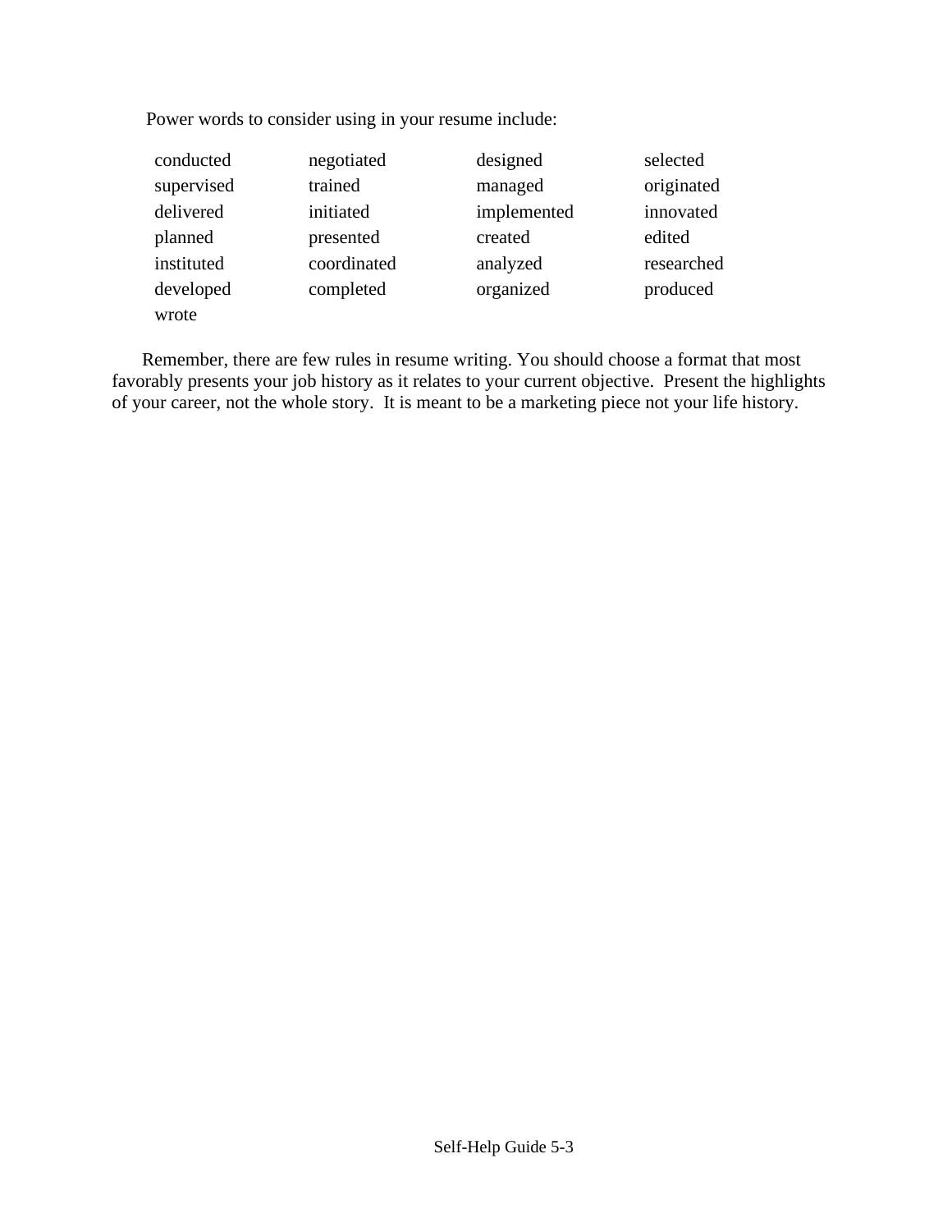Power words to consider using in your resume include:

| | | | |
|---|---|---|---|
| conducted | negotiated | designed | selected |
| supervised | trained | managed | originated |
| delivered | initiated | implemented | innovated |
| planned | presented | created | edited |
| instituted | coordinated | analyzed | researched |
| developed | completed | organized | produced |
| wrote | | | |

Remember, there are few rules in resume writing. You should choose a format that most favorably presents your job history as it relates to your current objective. Present the highlights of your career, not the whole story. It is meant to be a marketing piece not your life history.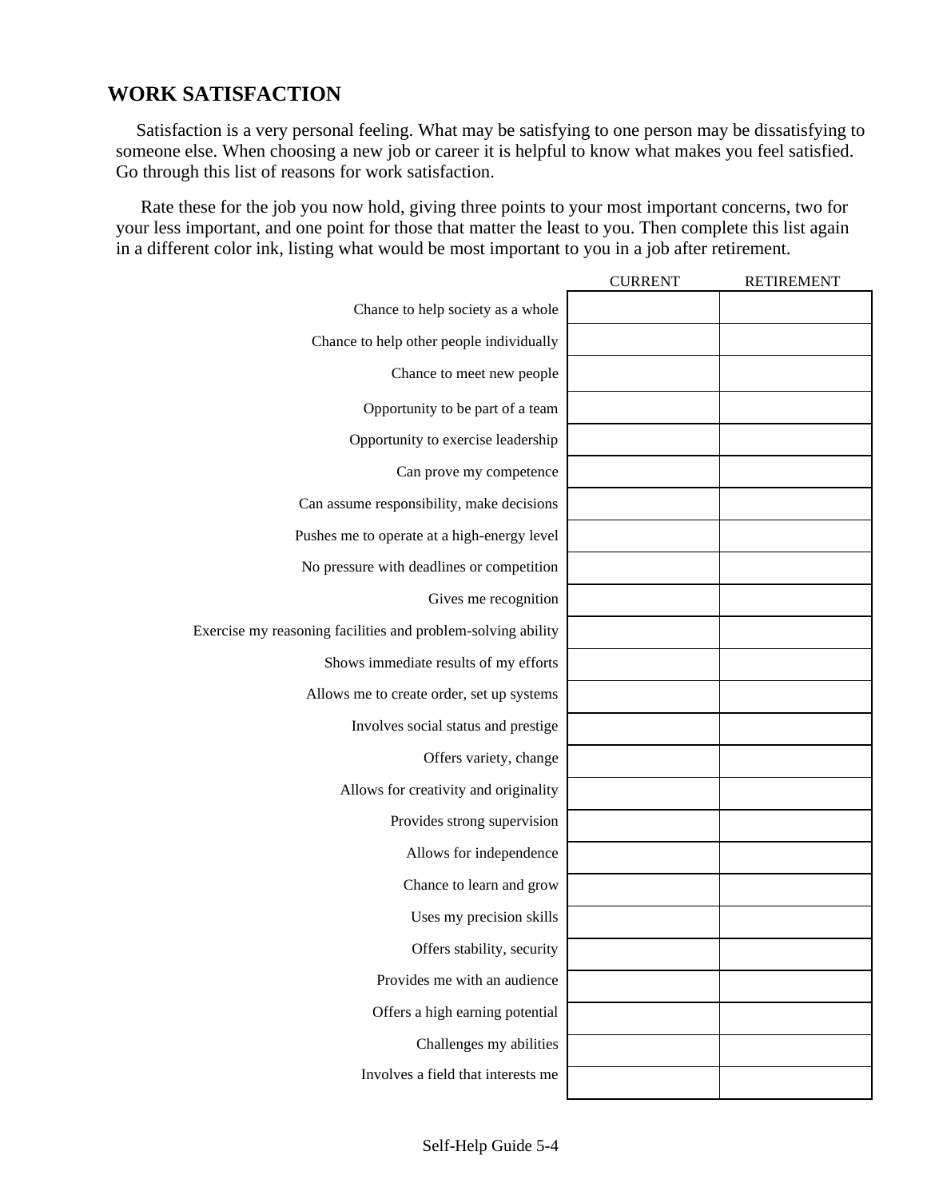## WORK SATISFACTION

Satisfaction is a very personal feeling. What may be satisfying to one person may be dissatisfying to someone else. When choosing a new job or career it is helpful to know what makes you feel satisfied. Go through this list of reasons for work satisfaction.

Rate these for the job you now hold, giving three points to your most important concerns, two for your less important, and one point for those that matter the least to you. Then complete this list again in a different color ink, listing what would be most important to you in a job after retirement.

| | CURRENT | RETIREMENT |
|---|---|---|
| Chance to help society as a whole | | |
| Chance to help other people individually | | |
| Chance to meet new people | | |
| Opportunity to be part of a team | | |
| Opportunity to exercise leadership | | |
| Can prove my competence | | |
| Can assume responsibility, make decisions | | |
| Pushes me to operate at a high-energy level | | |
| No pressure with deadlines or competition | | |
| Gives me recognition | | |
| Exercise my reasoning facilities and problem-solving ability | | |
| Shows immediate results of my efforts | | |
| Allows me to create order, set up systems | | |
| Involves social status and prestige | | |
| Offers variety, change | | |
| Allows for creativity and originality | | |
| Provides strong supervision | | |
| Allows for independence | | |
| Chance to learn and grow | | |
| Uses my precision skills | | |
| Offers stability, security | | |
| Provides me with an audience | | |
| Offers a high earning potential | | |
| Challenges my abilities | | |
| Involves a field that interests me | | |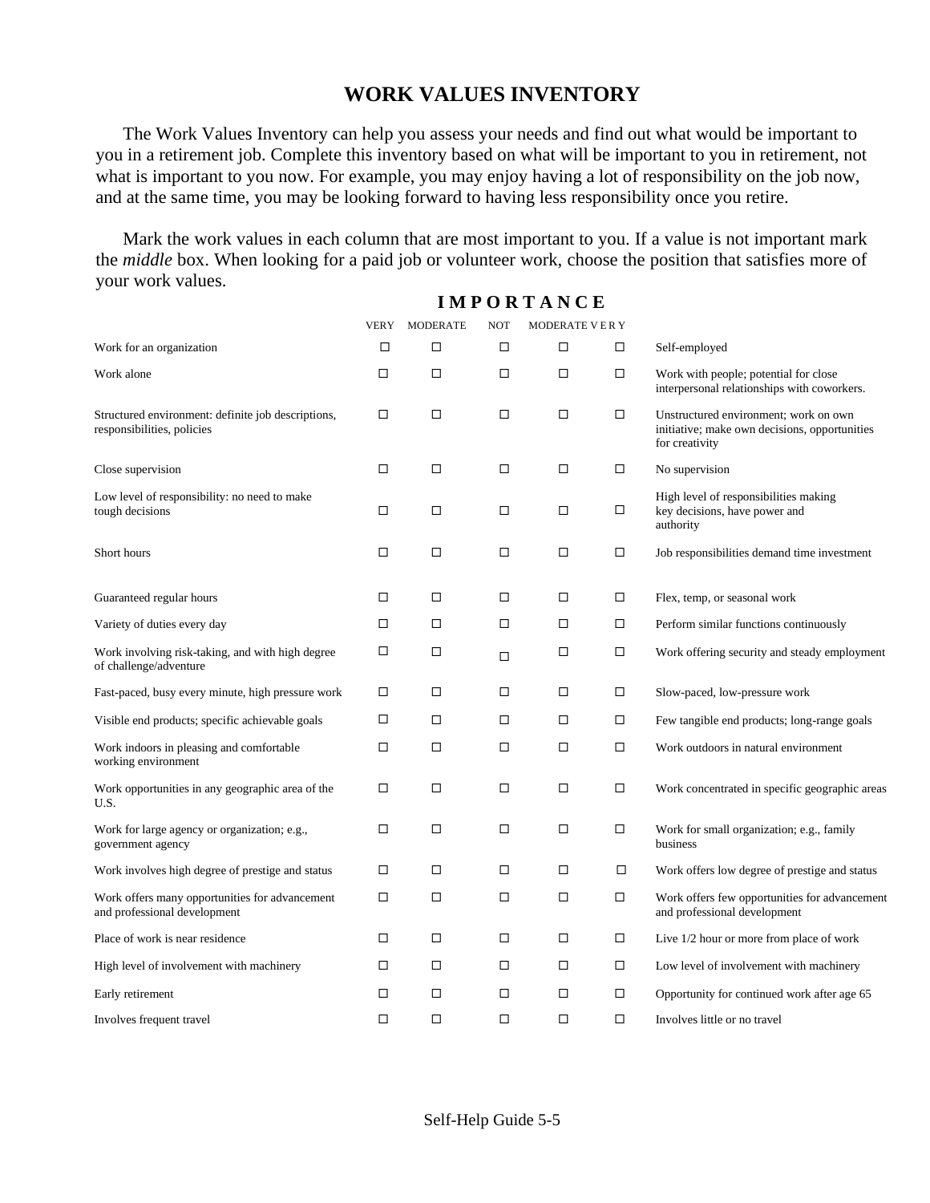# WORK VALUES INVENTORY

The Work Values Inventory can help you assess your needs and find out what would be important to you in a retirement job. Complete this inventory based on what will be important to you in retirement, not what is important to you now. For example, you may enjoy having a lot of responsibility on the job now, and at the same time, you may be looking forward to having less responsibility once you retire.

Mark the work values in each column that are most important to you. If a value is not important mark the *middle* box. When looking for a paid job or volunteer work, choose the position that satisfies more of your work values.

| | **IMPORTANCE** | | | | | |
|---|---|---|---|---|---|---|
| | VERY | MODERATE | NOT | MODERATE | VERY | |
| Work for an organization | ☐ | ☐ | ☐ | ☐ | ☐ | Self-employed |
| Work alone | ☐ | ☐ | ☐ | ☐ | ☐ | Work with people; potential for close interpersonal relationships with coworkers. |
| Structured environment: definite job descriptions, responsibilities, policies | ☐ | ☐ | ☐ | ☐ | ☐ | Unstructured environment; work on own initiative; make own decisions, opportunities for creativity |
| Close supervision | ☐ | ☐ | ☐ | ☐ | ☐ | No supervision |
| Low level of responsibility: no need to make tough decisions | ☐ | ☐ | ☐ | ☐ | ☐ | High level of responsibilities making key decisions, have power and authority |
| Short hours | ☐ | ☐ | ☐ | ☐ | ☐ | Job responsibilities demand time investment |
| Guaranteed regular hours | ☐ | ☐ | ☐ | ☐ | ☐ | Flex, temp, or seasonal work |
| Variety of duties every day | ☐ | ☐ | ☐ | ☐ | ☐ | Perform similar functions continuously |
| Work involving risk-taking, and with high degree of challenge/adventure | ☐ | ☐ | ☐ | ☐ | ☐ | Work offering security and steady employment |
| Fast-paced, busy every minute, high pressure work | ☐ | ☐ | ☐ | ☐ | ☐ | Slow-paced, low-pressure work |
| Visible end products; specific achievable goals | ☐ | ☐ | ☐ | ☐ | ☐ | Few tangible end products; long-range goals |
| Work indoors in pleasing and comfortable working environment | ☐ | ☐ | ☐ | ☐ | ☐ | Work outdoors in natural environment |
| Work opportunities in any geographic area of the U.S. | ☐ | ☐ | ☐ | ☐ | ☐ | Work concentrated in specific geographic areas |
| Work for large agency or organization; e.g., government agency | ☐ | ☐ | ☐ | ☐ | ☐ | Work for small organization; e.g., family business |
| Work involves high degree of prestige and status | ☐ | ☐ | ☐ | ☐ | ☐ | Work offers low degree of prestige and status |
| Work offers many opportunities for advancement and professional development | ☐ | ☐ | ☐ | ☐ | ☐ | Work offers few opportunities for advancement and professional development |
| Place of work is near residence | ☐ | ☐ | ☐ | ☐ | ☐ | Live 1/2 hour or more from place of work |
| High level of involvement with machinery | ☐ | ☐ | ☐ | ☐ | ☐ | Low level of involvement with machinery |
| Early retirement | ☐ | ☐ | ☐ | ☐ | ☐ | Opportunity for continued work after age 65 |
| Involves frequent travel | ☐ | ☐ | ☐ | ☐ | ☐ | Involves little or no travel |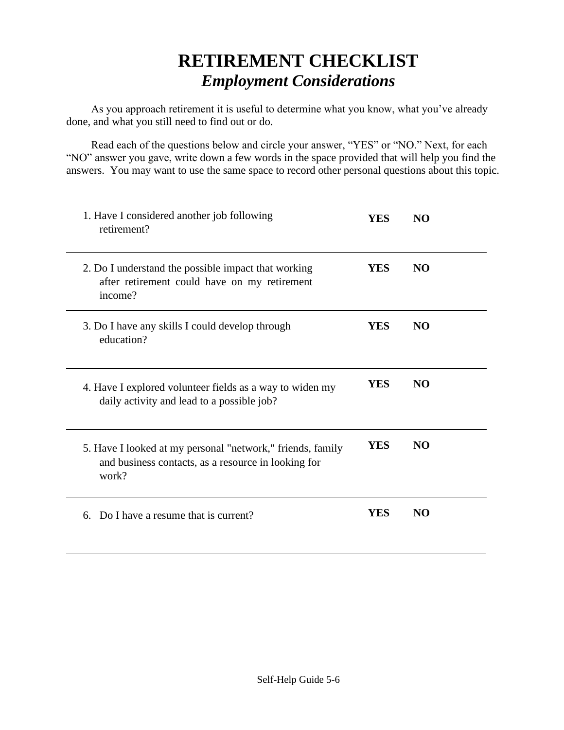# RETIREMENT CHECKLIST

## *Employment Considerations*

As you approach retirement it is useful to determine what you know, what you've already done, and what you still need to find out or do.

Read each of the questions below and circle your answer, "YES" or "NO." Next, for each "NO" answer you gave, write down a few words in the space provided that will help you find the answers. You may want to use the same space to record other personal questions about this topic.

| Question | | |
|---|---|---|
| 1. Have I considered another job following retirement? | **YES** | **NO** |
| 2. Do I understand the possible impact that working after retirement could have on my retirement income? | **YES** | **NO** |
| 3. Do I have any skills I could develop through education? | **YES** | **NO** |
| 4. Have I explored volunteer fields as a way to widen my daily activity and lead to a possible job? | **YES** | **NO** |
| 5. Have I looked at my personal "network," friends, family and business contacts, as a resource in looking for work? | **YES** | **NO** |
| 6. Do I have a resume that is current? | **YES** | **NO** |

Self-Help Guide 5-6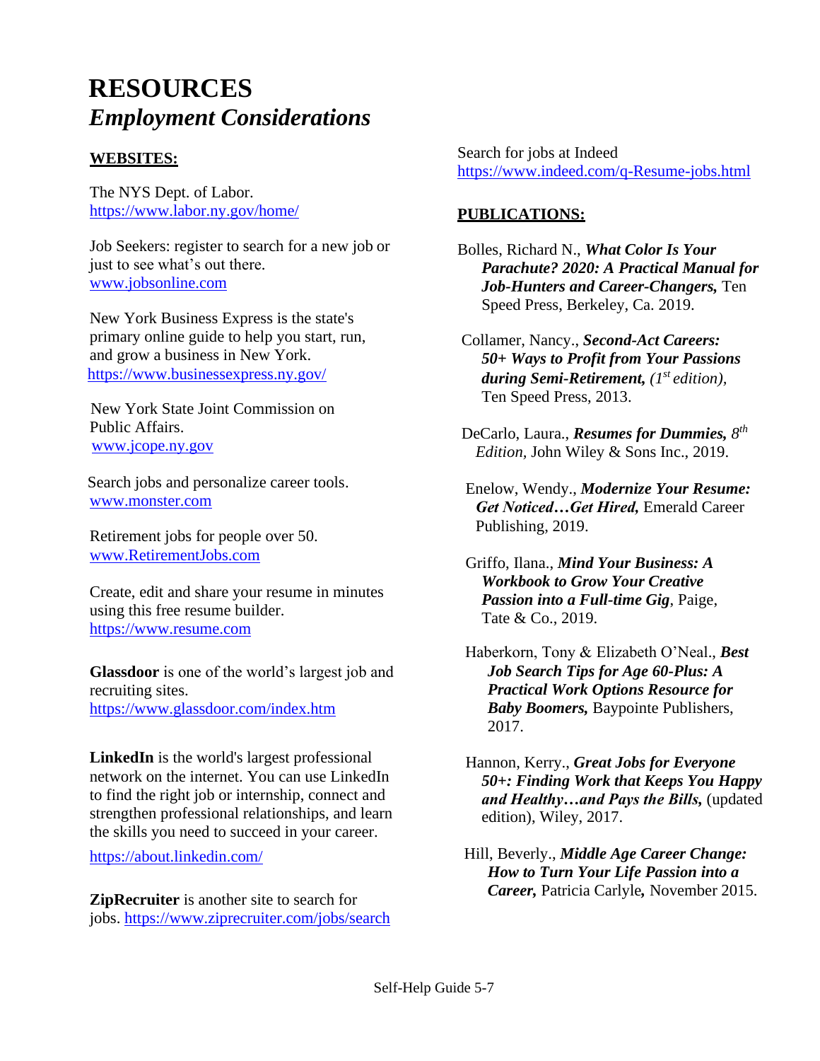# RESOURCES

## *Employment Considerations*

**WEBSITES:**

The NYS Dept. of Labor.
https://www.labor.ny.gov/home/

Job Seekers: register to search for a new job or just to see what's out there.
www.jobsonline.com

New York Business Express is the state's primary online guide to help you start, run, and grow a business in New York.
https://www.businessexpress.ny.gov/

New York State Joint Commission on Public Affairs.
www.jcope.ny.gov

Search jobs and personalize career tools.
www.monster.com

Retirement jobs for people over 50.
www.RetirementJobs.com

Create, edit and share your resume in minutes using this free resume builder.
https://www.resume.com

**Glassdoor** is one of the world's largest job and recruiting sites.
https://www.glassdoor.com/index.htm

**LinkedIn** is the world's largest professional network on the internet. You can use LinkedIn to find the right job or internship, connect and strengthen professional relationships, and learn the skills you need to succeed in your career.

https://about.linkedin.com/

**ZipRecruiter** is another site to search for jobs. https://www.ziprecruiter.com/jobs/search

Search for jobs at Indeed
https://www.indeed.com/q-Resume-jobs.html

**PUBLICATIONS:**

Bolles, Richard N., ***What Color Is Your Parachute? 2020: A Practical Manual for Job-Hunters and Career-Changers,*** Ten Speed Press, Berkeley, Ca. 2019.

Collamer, Nancy., ***Second-Act Careers: 50+ Ways to Profit from Your Passions during Semi-Retirement,*** *(1st edition),* Ten Speed Press, 2013.

DeCarlo, Laura., ***Resumes for Dummies,*** *8th Edition,* John Wiley & Sons Inc., 2019.

Enelow, Wendy., ***Modernize Your Resume: Get Noticed…Get Hired,*** Emerald Career Publishing, 2019.

Griffo, Ilana., ***Mind Your Business: A Workbook to Grow Your Creative Passion into a Full-time Gig***, Paige, Tate & Co., 2019.

Haberkorn, Tony & Elizabeth O'Neal., ***Best Job Search Tips for Age 60-Plus: A Practical Work Options Resource for Baby Boomers,*** Baypointe Publishers, 2017.

Hannon, Kerry., ***Great Jobs for Everyone 50+: Finding Work that Keeps You Happy and Healthy…and Pays the Bills,*** (updated edition), Wiley, 2017.

Hill, Beverly., ***Middle Age Career Change: How to Turn Your Life Passion into a Career,*** Patricia Carlyle**,** November 2015.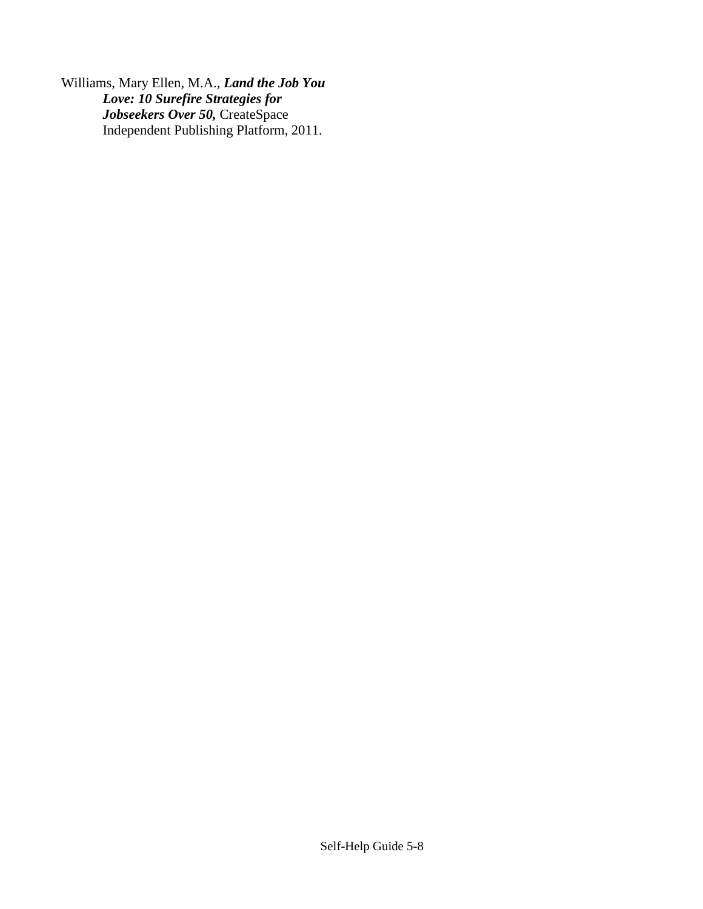Williams, Mary Ellen, M.A., ***Land the Job You Love: 10 Surefire Strategies for Jobseekers Over 50,*** CreateSpace Independent Publishing Platform, 2011.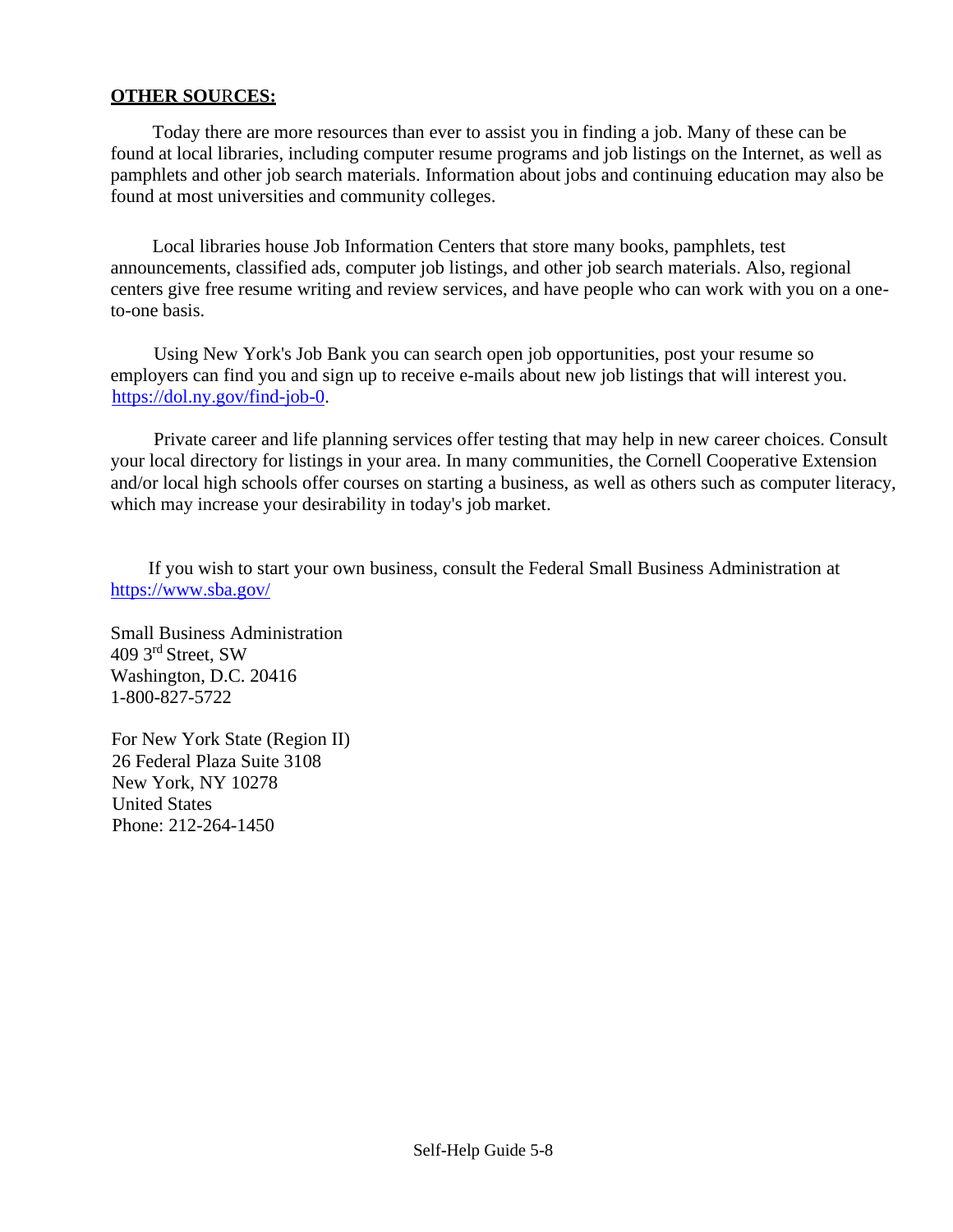**OTHER SOURCES:**

Today there are more resources than ever to assist you in finding a job. Many of these can be found at local libraries, including computer resume programs and job listings on the Internet, as well as pamphlets and other job search materials. Information about jobs and continuing education may also be found at most universities and community colleges.

Local libraries house Job Information Centers that store many books, pamphlets, test announcements, classified ads, computer job listings, and other job search materials. Also, regional centers give free resume writing and review services, and have people who can work with you on a one-to-one basis.

Using New York's Job Bank you can search open job opportunities, post your resume so employers can find you and sign up to receive e-mails about new job listings that will interest you. https://dol.ny.gov/find-job-0.

Private career and life planning services offer testing that may help in new career choices. Consult your local directory for listings in your area. In many communities, the Cornell Cooperative Extension and/or local high schools offer courses on starting a business, as well as others such as computer literacy, which may increase your desirability in today's job market.

If you wish to start your own business, consult the Federal Small Business Administration at https://www.sba.gov/

Small Business Administration  
409 3rd Street, SW  
Washington, D.C. 20416  
1-800-827-5722

For New York State (Region II)  
26 Federal Plaza Suite 3108  
New York, NY 10278  
United States  
Phone: 212-264-1450